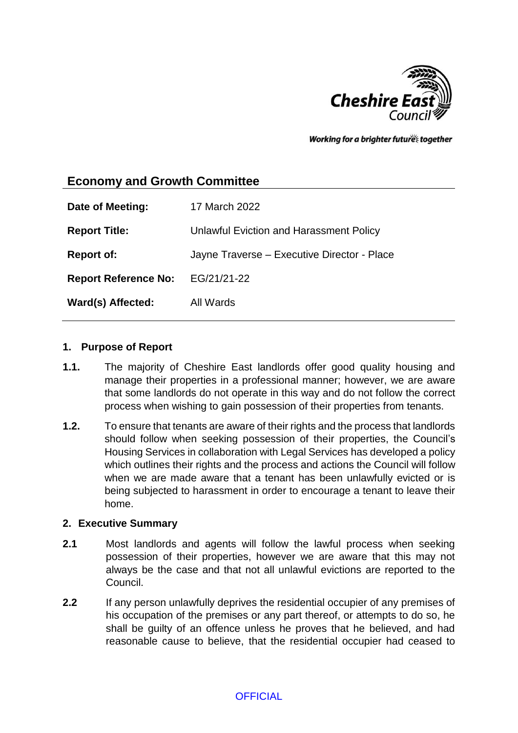## Economy and Growth Committee

| | |
|---|---|
| **Date of Meeting:** | 17 March 2022 |
| **Report Title:** | Unlawful Eviction and Harassment Policy |
| **Report of:** | Jayne Traverse – Executive Director - Place |
| **Report Reference No:** | EG/21/21-22 |
| **Ward(s) Affected:** | All Wards |

### 1. Purpose of Report

**1.1.** The majority of Cheshire East landlords offer good quality housing and manage their properties in a professional manner; however, we are aware that some landlords do not operate in this way and do not follow the correct process when wishing to gain possession of their properties from tenants.

**1.2.** To ensure that tenants are aware of their rights and the process that landlords should follow when seeking possession of their properties, the Council's Housing Services in collaboration with Legal Services has developed a policy which outlines their rights and the process and actions the Council will follow when we are made aware that a tenant has been unlawfully evicted or is being subjected to harassment in order to encourage a tenant to leave their home.

### 2. Executive Summary

**2.1** Most landlords and agents will follow the lawful process when seeking possession of their properties, however we are aware that this may not always be the case and that not all unlawful evictions are reported to the Council.

**2.2** If any person unlawfully deprives the residential occupier of any premises of his occupation of the premises or any part thereof, or attempts to do so, he shall be guilty of an offence unless he proves that he believed, and had reasonable cause to believe, that the residential occupier had ceased to

OFFICIAL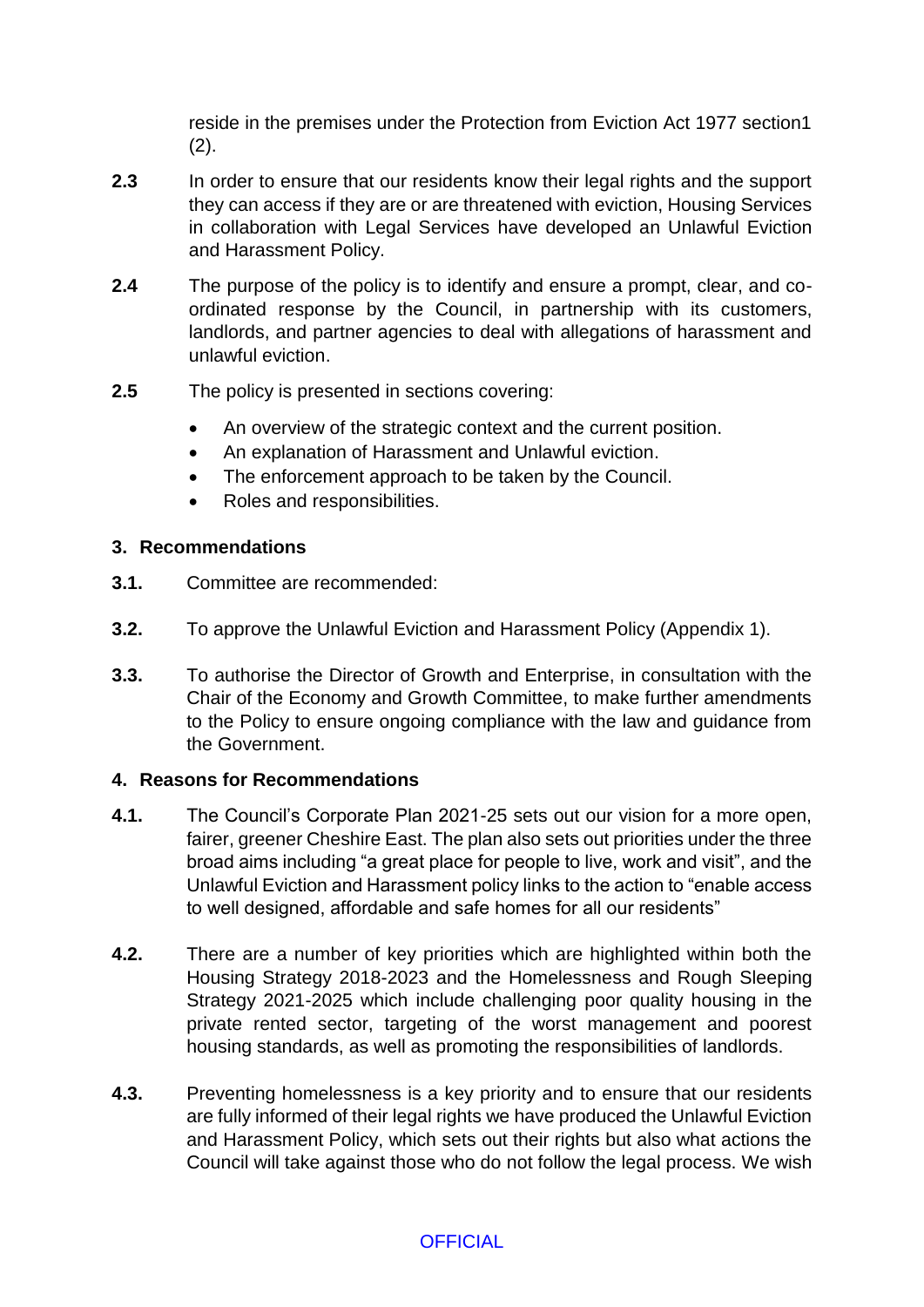reside in the premises under the Protection from Eviction Act 1977 section1 (2).

**2.3** In order to ensure that our residents know their legal rights and the support they can access if they are or are threatened with eviction, Housing Services in collaboration with Legal Services have developed an Unlawful Eviction and Harassment Policy.

**2.4** The purpose of the policy is to identify and ensure a prompt, clear, and co-ordinated response by the Council, in partnership with its customers, landlords, and partner agencies to deal with allegations of harassment and unlawful eviction.

**2.5** The policy is presented in sections covering:

- An overview of the strategic context and the current position.
- An explanation of Harassment and Unlawful eviction.
- The enforcement approach to be taken by the Council.
- Roles and responsibilities.

## 3. Recommendations

**3.1.** Committee are recommended:

**3.2.** To approve the Unlawful Eviction and Harassment Policy (Appendix 1).

**3.3.** To authorise the Director of Growth and Enterprise, in consultation with the Chair of the Economy and Growth Committee, to make further amendments to the Policy to ensure ongoing compliance with the law and guidance from the Government.

## 4. Reasons for Recommendations

**4.1.** The Council's Corporate Plan 2021-25 sets out our vision for a more open, fairer, greener Cheshire East. The plan also sets out priorities under the three broad aims including "a great place for people to live, work and visit", and the Unlawful Eviction and Harassment policy links to the action to "enable access to well designed, affordable and safe homes for all our residents"

**4.2.** There are a number of key priorities which are highlighted within both the Housing Strategy 2018-2023 and the Homelessness and Rough Sleeping Strategy 2021-2025 which include challenging poor quality housing in the private rented sector, targeting of the worst management and poorest housing standards, as well as promoting the responsibilities of landlords.

**4.3.** Preventing homelessness is a key priority and to ensure that our residents are fully informed of their legal rights we have produced the Unlawful Eviction and Harassment Policy, which sets out their rights but also what actions the Council will take against those who do not follow the legal process. We wish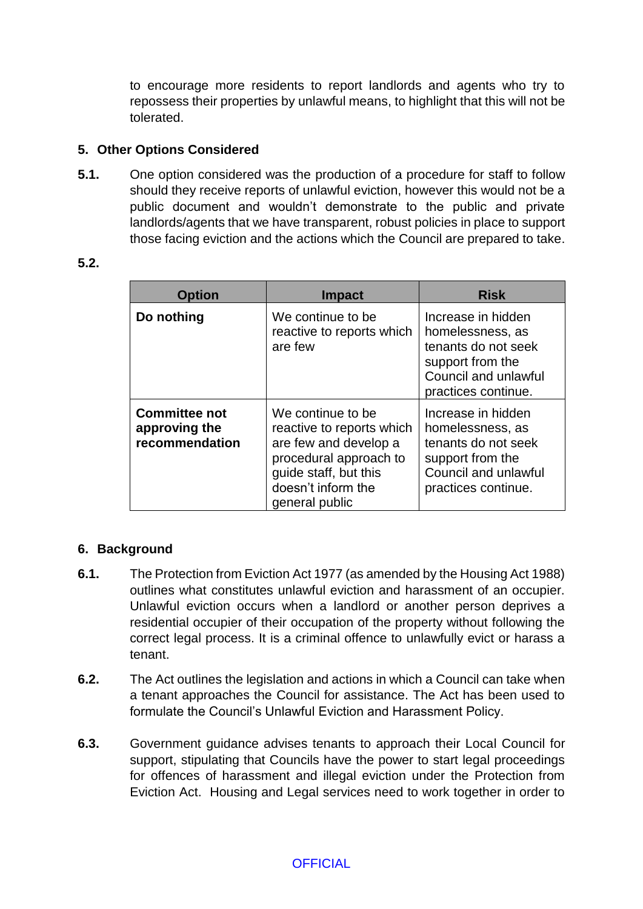to encourage more residents to report landlords and agents who try to repossess their properties by unlawful means, to highlight that this will not be tolerated.

## 5. Other Options Considered

**5.1.** One option considered was the production of a procedure for staff to follow should they receive reports of unlawful eviction, however this would not be a public document and wouldn't demonstrate to the public and private landlords/agents that we have transparent, robust policies in place to support those facing eviction and the actions which the Council are prepared to take.

**5.2.**

| Option | Impact | Risk |
|---|---|---|
| **Do nothing** | We continue to be reactive to reports which are few | Increase in hidden homelessness, as tenants do not seek support from the Council and unlawful practices continue. |
| **Committee not approving the recommendation** | We continue to be reactive to reports which are few and develop a procedural approach to guide staff, but this doesn't inform the general public | Increase in hidden homelessness, as tenants do not seek support from the Council and unlawful practices continue. |

## 6. Background

**6.1.** The Protection from Eviction Act 1977 (as amended by the Housing Act 1988) outlines what constitutes unlawful eviction and harassment of an occupier. Unlawful eviction occurs when a landlord or another person deprives a residential occupier of their occupation of the property without following the correct legal process. It is a criminal offence to unlawfully evict or harass a tenant.

**6.2.** The Act outlines the legislation and actions in which a Council can take when a tenant approaches the Council for assistance. The Act has been used to formulate the Council's Unlawful Eviction and Harassment Policy.

**6.3.** Government guidance advises tenants to approach their Local Council for support, stipulating that Councils have the power to start legal proceedings for offences of harassment and illegal eviction under the Protection from Eviction Act. Housing and Legal services need to work together in order to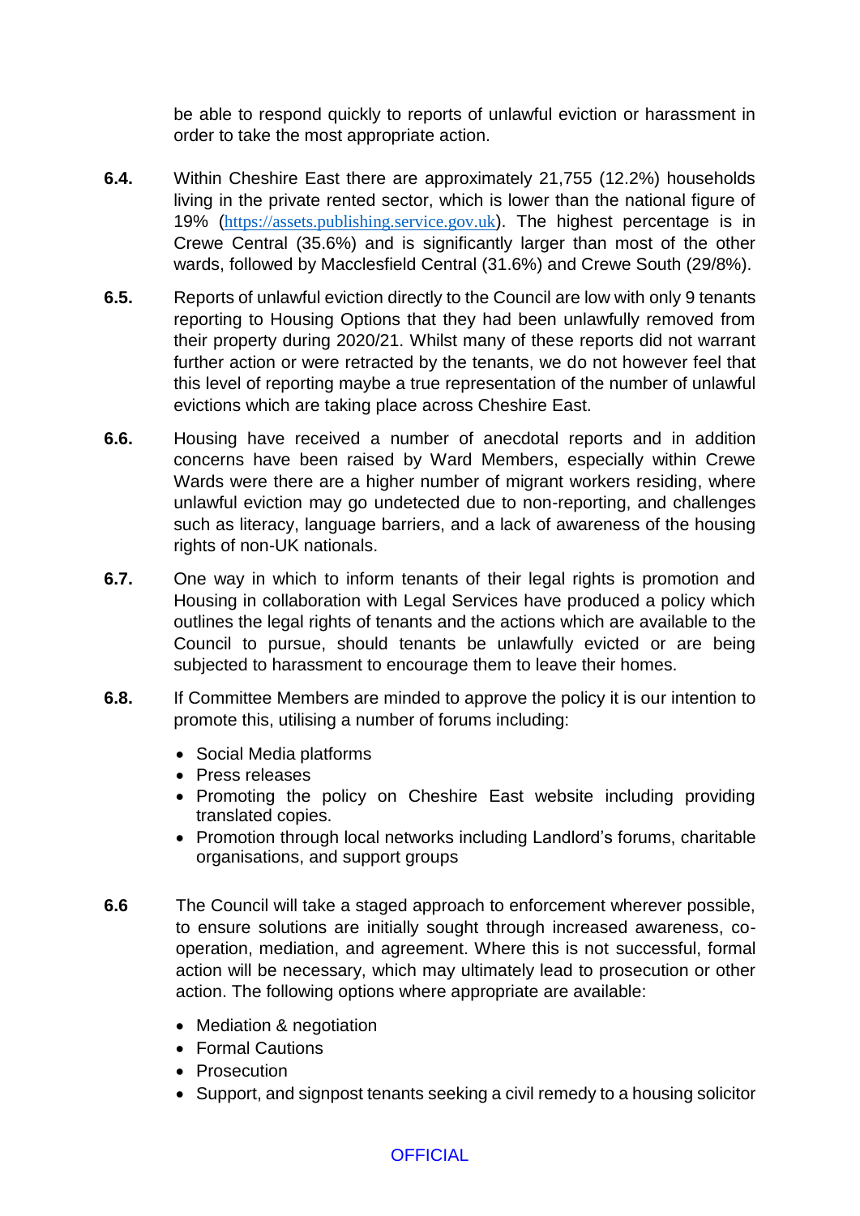be able to respond quickly to reports of unlawful eviction or harassment in order to take the most appropriate action.

**6.4.** Within Cheshire East there are approximately 21,755 (12.2%) households living in the private rented sector, which is lower than the national figure of 19% (https://assets.publishing.service.gov.uk). The highest percentage is in Crewe Central (35.6%) and is significantly larger than most of the other wards, followed by Macclesfield Central (31.6%) and Crewe South (29/8%).

**6.5.** Reports of unlawful eviction directly to the Council are low with only 9 tenants reporting to Housing Options that they had been unlawfully removed from their property during 2020/21. Whilst many of these reports did not warrant further action or were retracted by the tenants, we do not however feel that this level of reporting maybe a true representation of the number of unlawful evictions which are taking place across Cheshire East.

**6.6.** Housing have received a number of anecdotal reports and in addition concerns have been raised by Ward Members, especially within Crewe Wards were there are a higher number of migrant workers residing, where unlawful eviction may go undetected due to non-reporting, and challenges such as literacy, language barriers, and a lack of awareness of the housing rights of non-UK nationals.

**6.7.** One way in which to inform tenants of their legal rights is promotion and Housing in collaboration with Legal Services have produced a policy which outlines the legal rights of tenants and the actions which are available to the Council to pursue, should tenants be unlawfully evicted or are being subjected to harassment to encourage them to leave their homes.

**6.8.** If Committee Members are minded to approve the policy it is our intention to promote this, utilising a number of forums including:

- Social Media platforms
- Press releases
- Promoting the policy on Cheshire East website including providing translated copies.
- Promotion through local networks including Landlord's forums, charitable organisations, and support groups

**6.6** The Council will take a staged approach to enforcement wherever possible, to ensure solutions are initially sought through increased awareness, co-operation, mediation, and agreement. Where this is not successful, formal action will be necessary, which may ultimately lead to prosecution or other action. The following options where appropriate are available:

- Mediation & negotiation
- Formal Cautions
- Prosecution
- Support, and signpost tenants seeking a civil remedy to a housing solicitor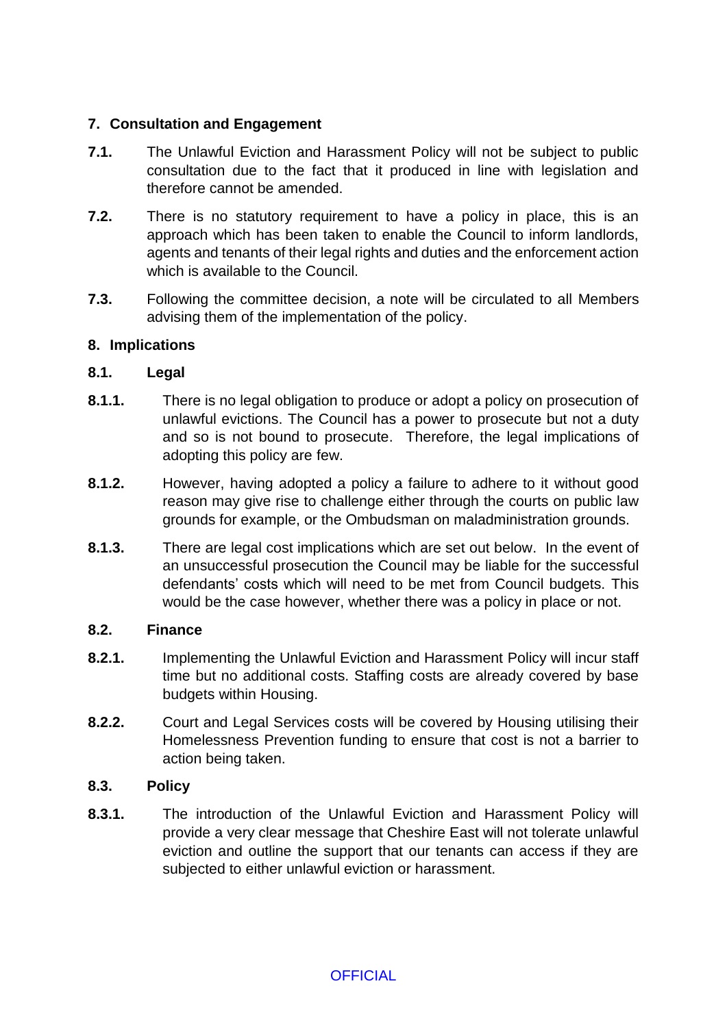## 7. Consultation and Engagement

**7.1.** The Unlawful Eviction and Harassment Policy will not be subject to public consultation due to the fact that it produced in line with legislation and therefore cannot be amended.

**7.2.** There is no statutory requirement to have a policy in place, this is an approach which has been taken to enable the Council to inform landlords, agents and tenants of their legal rights and duties and the enforcement action which is available to the Council.

**7.3.** Following the committee decision, a note will be circulated to all Members advising them of the implementation of the policy.

## 8. Implications

### 8.1. Legal

**8.1.1.** There is no legal obligation to produce or adopt a policy on prosecution of unlawful evictions. The Council has a power to prosecute but not a duty and so is not bound to prosecute. Therefore, the legal implications of adopting this policy are few.

**8.1.2.** However, having adopted a policy a failure to adhere to it without good reason may give rise to challenge either through the courts on public law grounds for example, or the Ombudsman on maladministration grounds.

**8.1.3.** There are legal cost implications which are set out below. In the event of an unsuccessful prosecution the Council may be liable for the successful defendants' costs which will need to be met from Council budgets. This would be the case however, whether there was a policy in place or not.

### 8.2. Finance

**8.2.1.** Implementing the Unlawful Eviction and Harassment Policy will incur staff time but no additional costs. Staffing costs are already covered by base budgets within Housing.

**8.2.2.** Court and Legal Services costs will be covered by Housing utilising their Homelessness Prevention funding to ensure that cost is not a barrier to action being taken.

### 8.3. Policy

**8.3.1.** The introduction of the Unlawful Eviction and Harassment Policy will provide a very clear message that Cheshire East will not tolerate unlawful eviction and outline the support that our tenants can access if they are subjected to either unlawful eviction or harassment.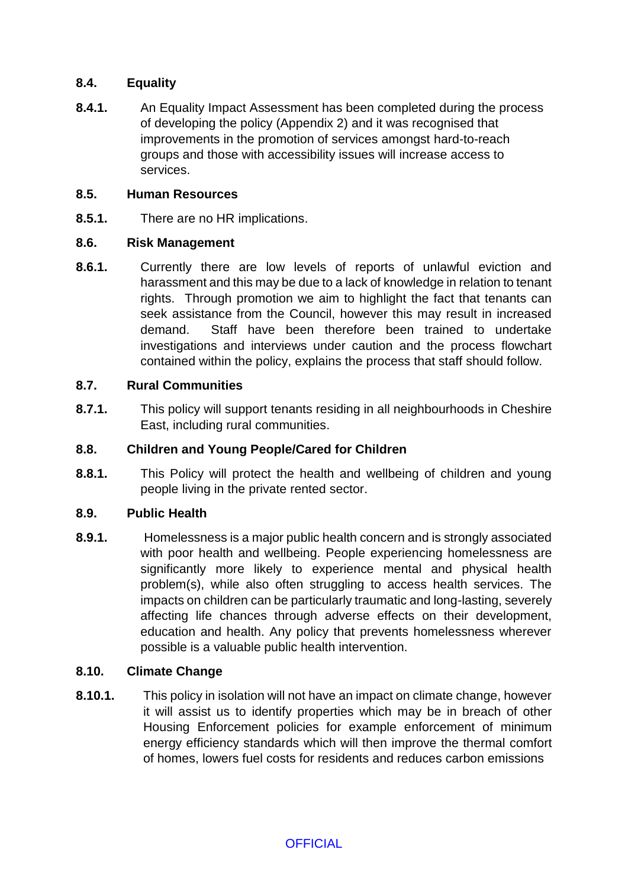### 8.4. Equality

**8.4.1.** An Equality Impact Assessment has been completed during the process of developing the policy (Appendix 2) and it was recognised that improvements in the promotion of services amongst hard-to-reach groups and those with accessibility issues will increase access to services.

### 8.5. Human Resources

**8.5.1.** There are no HR implications.

### 8.6. Risk Management

**8.6.1.** Currently there are low levels of reports of unlawful eviction and harassment and this may be due to a lack of knowledge in relation to tenant rights. Through promotion we aim to highlight the fact that tenants can seek assistance from the Council, however this may result in increased demand. Staff have been therefore been trained to undertake investigations and interviews under caution and the process flowchart contained within the policy, explains the process that staff should follow.

### 8.7. Rural Communities

**8.7.1.** This policy will support tenants residing in all neighbourhoods in Cheshire East, including rural communities.

### 8.8. Children and Young People/Cared for Children

**8.8.1.** This Policy will protect the health and wellbeing of children and young people living in the private rented sector.

### 8.9. Public Health

**8.9.1.** Homelessness is a major public health concern and is strongly associated with poor health and wellbeing. People experiencing homelessness are significantly more likely to experience mental and physical health problem(s), while also often struggling to access health services. The impacts on children can be particularly traumatic and long-lasting, severely affecting life chances through adverse effects on their development, education and health. Any policy that prevents homelessness wherever possible is a valuable public health intervention.

### 8.10. Climate Change

**8.10.1.** This policy in isolation will not have an impact on climate change, however it will assist us to identify properties which may be in breach of other Housing Enforcement policies for example enforcement of minimum energy efficiency standards which will then improve the thermal comfort of homes, lowers fuel costs for residents and reduces carbon emissions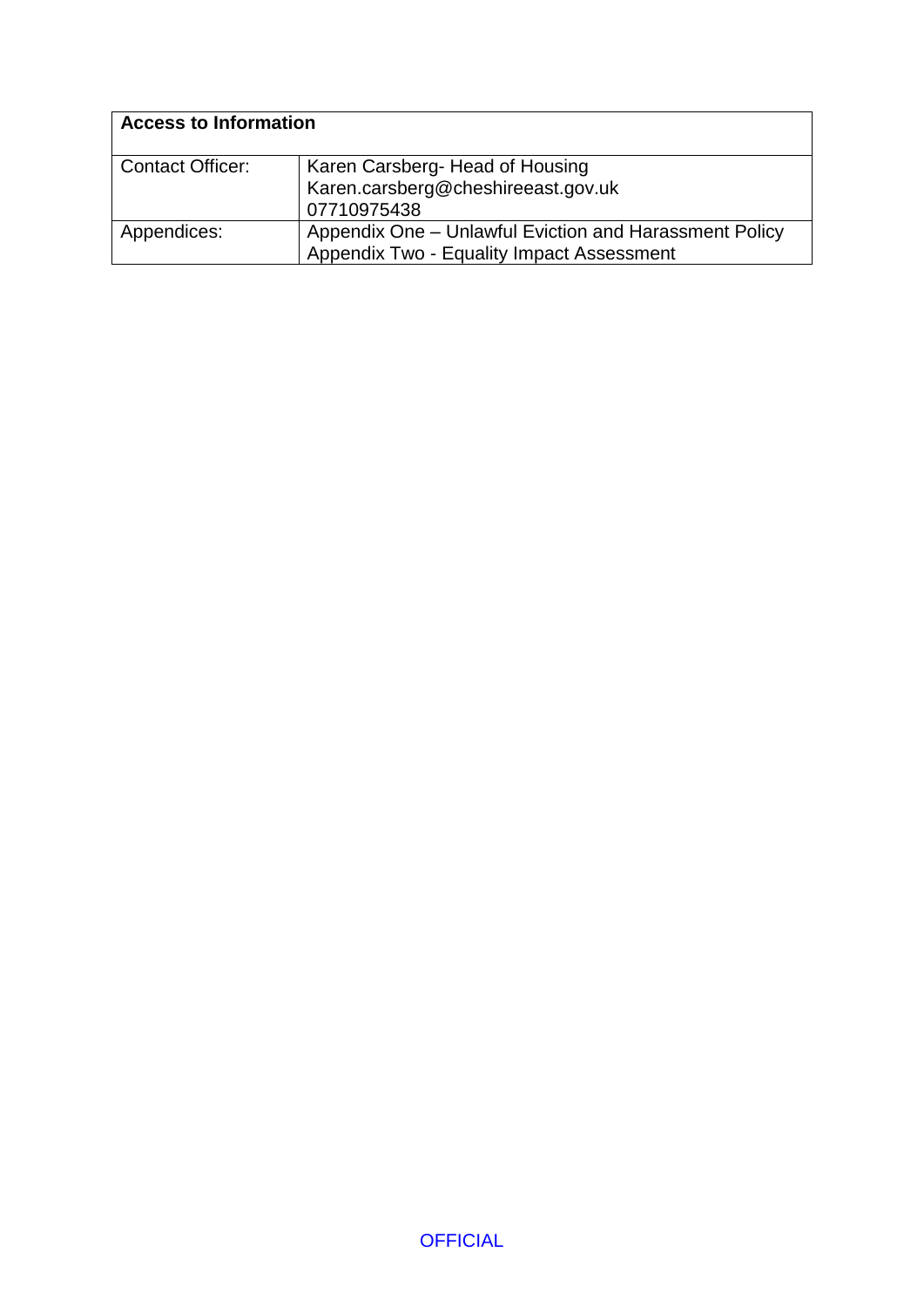| **Access to Information** | |
|---|---|
| Contact Officer: | Karen Carsberg- Head of Housing<br>Karen.carsberg@cheshireeast.gov.uk<br>07710975438 |
| Appendices: | Appendix One – Unlawful Eviction and Harassment Policy<br>Appendix Two - Equality Impact Assessment |